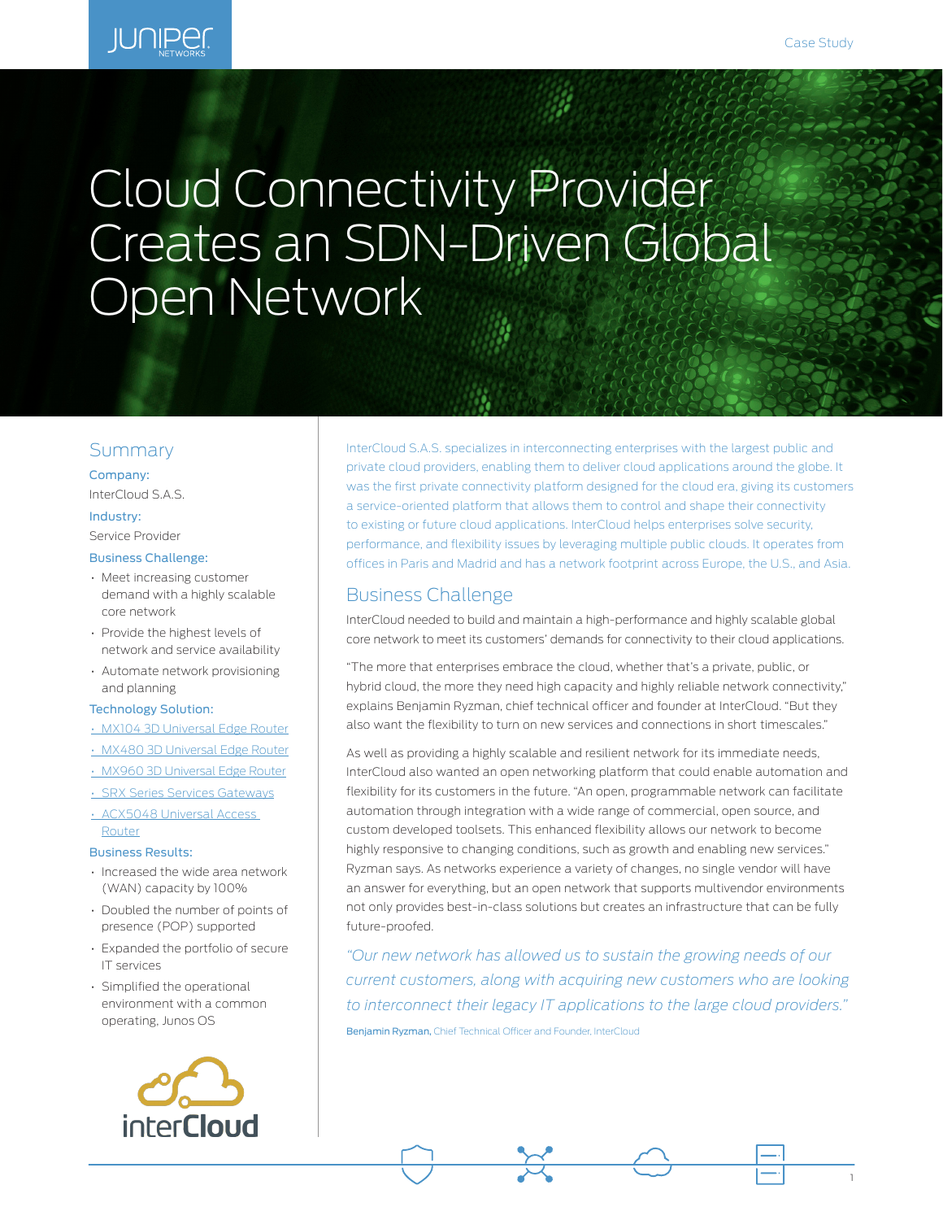# Cloud Connectivity Provider Creates an SDN-Driven Global Open Network

## Summary

**Company:**

InterCloud S.A.S.

**Industry:**

Service Provider

**Business Challenge:**

- Meet increasing customer demand with a highly scalable core network
- Provide the highest levels of network and service availability
- Automate network provisioning and planning

**Technology Solution:**

- MX104 3D Universal Edge Router
- MX480 3D Universal Edge Router
- MX960 3D Universal Edge Router
- SRX Series Services Gateways
- ACX5048 Universal Access Router

**Business Results:**

- Increased the wide area network (WAN) capacity by 100%
- Doubled the number of points of presence (POP) supported
- Expanded the portfolio of secure IT services
- Simplified the operational environment with a common operating, Junos OS

InterCloud S.A.S. specializes in interconnecting enterprises with the largest public and private cloud providers, enabling them to deliver cloud applications around the globe. It was the first private connectivity platform designed for the cloud era, giving its customers a service-oriented platform that allows them to control and shape their connectivity to existing or future cloud applications. InterCloud helps enterprises solve security, performance, and flexibility issues by leveraging multiple public clouds. It operates from offices in Paris and Madrid and has a network footprint across Europe, the U.S., and Asia.

## Business Challenge

InterCloud needed to build and maintain a high-performance and highly scalable global core network to meet its customers' demands for connectivity to their cloud applications.

"The more that enterprises embrace the cloud, whether that's a private, public, or hybrid cloud, the more they need high capacity and highly reliable network connectivity," explains Benjamin Ryzman, chief technical officer and founder at InterCloud. "But they also want the flexibility to turn on new services and connections in short timescales."

As well as providing a highly scalable and resilient network for its immediate needs, InterCloud also wanted an open networking platform that could enable automation and flexibility for its customers in the future. "An open, programmable network can facilitate automation through integration with a wide range of commercial, open source, and custom developed toolsets. This enhanced flexibility allows our network to become highly responsive to changing conditions, such as growth and enabling new services." Ryzman says. As networks experience a variety of changes, no single vendor will have an answer for everything, but an open network that supports multivendor environments not only provides best-in-class solutions but creates an infrastructure that can be fully future-proofed.

*"Our new network has allowed us to sustain the growing needs of our current customers, along with acquiring new customers who are looking to interconnect their legacy IT applications to the large cloud providers."*

**Benjamin Ryzman,** Chief Technical Officer and Founder, InterCloud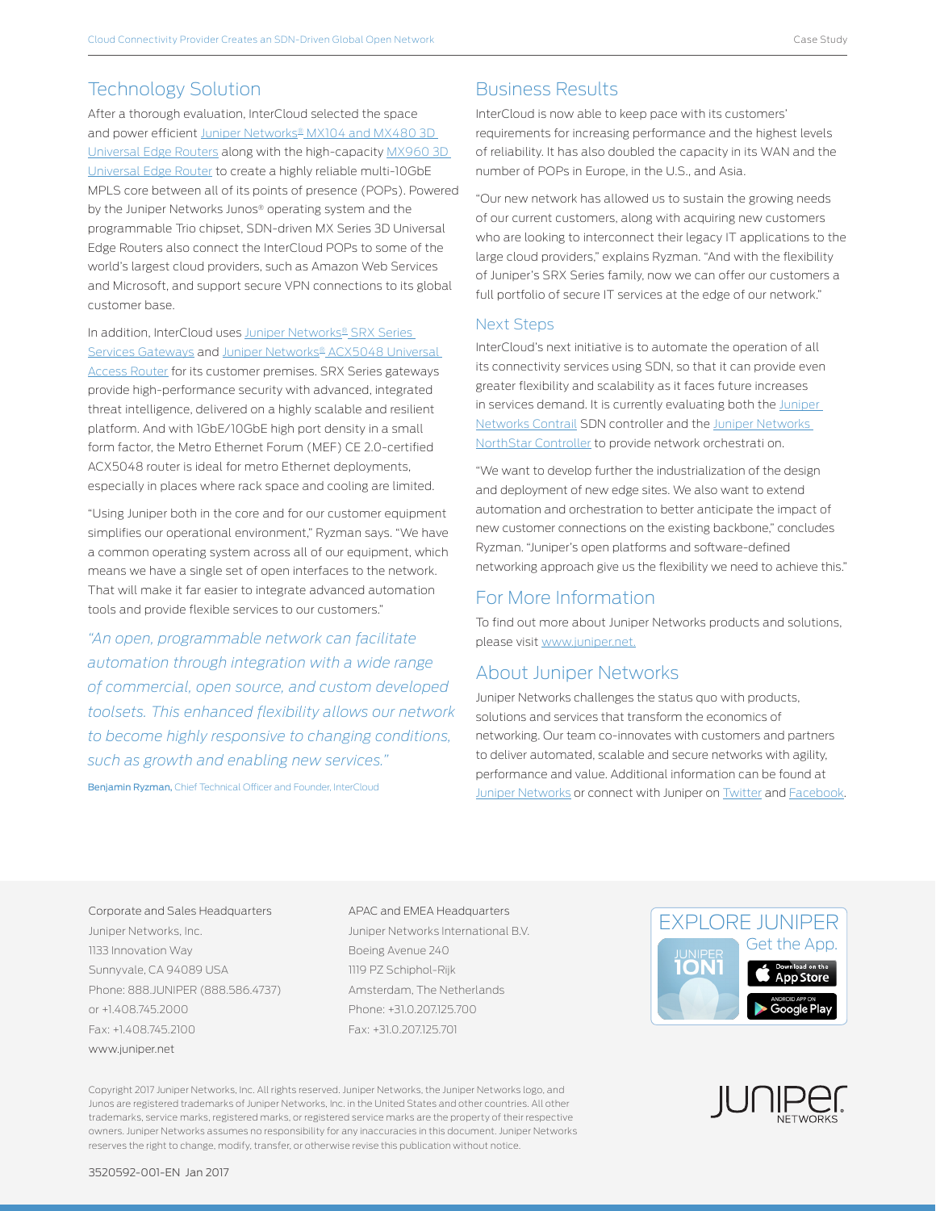## Technology Solution

After a thorough evaluation, InterCloud selected the space and power efficient Juniper Networks® MX104 and MX480 3D Universal Edge Routers along with the high-capacity MX960 3D Universal Edge Router to create a highly reliable multi-10GbE MPLS core between all of its points of presence (POPs). Powered by the Juniper Networks Junos® operating system and the programmable Trio chipset, SDN-driven MX Series 3D Universal Edge Routers also connect the InterCloud POPs to some of the world's largest cloud providers, such as Amazon Web Services and Microsoft, and support secure VPN connections to its global customer base.

In addition, InterCloud uses Juniper Networks® SRX Series Services Gateways and Juniper Networks® ACX5048 Universal Access Router for its customer premises. SRX Series gateways provide high-performance security with advanced, integrated threat intelligence, delivered on a highly scalable and resilient platform. And with 1GbE/10GbE high port density in a small form factor, the Metro Ethernet Forum (MEF) CE 2.0-certified ACX5048 router is ideal for metro Ethernet deployments, especially in places where rack space and cooling are limited.

"Using Juniper both in the core and for our customer equipment simplifies our operational environment," Ryzman says. "We have a common operating system across all of our equipment, which means we have a single set of open interfaces to the network. That will make it far easier to integrate advanced automation tools and provide flexible services to our customers."

*"An open, programmable network can facilitate automation through integration with a wide range of commercial, open source, and custom developed toolsets. This enhanced flexibility allows our network to become highly responsive to changing conditions, such as growth and enabling new services."*

**Benjamin Ryzman,** Chief Technical Officer and Founder, InterCloud

## Business Results

InterCloud is now able to keep pace with its customers' requirements for increasing performance and the highest levels of reliability. It has also doubled the capacity in its WAN and the number of POPs in Europe, in the U.S., and Asia.

"Our new network has allowed us to sustain the growing needs of our current customers, along with acquiring new customers who are looking to interconnect their legacy IT applications to the large cloud providers," explains Ryzman. "And with the flexibility of Juniper's SRX Series family, now we can offer our customers a full portfolio of secure IT services at the edge of our network."

### Next Steps

InterCloud's next initiative is to automate the operation of all its connectivity services using SDN, so that it can provide even greater flexibility and scalability as it faces future increases in services demand. It is currently evaluating both the Juniper Networks Contrail SDN controller and the Juniper Networks NorthStar Controller to provide network orchestrati on.

"We want to develop further the industrialization of the design and deployment of new edge sites. We also want to extend automation and orchestration to better anticipate the impact of new customer connections on the existing backbone," concludes Ryzman. "Juniper's open platforms and software-defined networking approach give us the flexibility we need to achieve this."

## For More Information

To find out more about Juniper Networks products and solutions, please visit www.juniper.net.

## About Juniper Networks

Juniper Networks challenges the status quo with products, solutions and services that transform the economics of networking. Our team co-innovates with customers and partners to deliver automated, scalable and secure networks with agility, performance and value. Additional information can be found at Juniper Networks or connect with Juniper on Twitter and Facebook.

Corporate and Sales Headquarters
Juniper Networks, Inc.
1133 Innovation Way
Sunnyvale, CA 94089 USA
Phone: 888.JUNIPER (888.586.4737)
or +1.408.745.2000
Fax: +1.408.745.2100
www.juniper.net

APAC and EMEA Headquarters
Juniper Networks International B.V.
Boeing Avenue 240
1119 PZ Schiphol-Rijk
Amsterdam, The Netherlands
Phone: +31.0.207.125.700
Fax: +31.0.207.125.701

EXPLORE JUNIPER
Get the App.

Copyright 2017 Juniper Networks, Inc. All rights reserved. Juniper Networks, the Juniper Networks logo, and Junos are registered trademarks of Juniper Networks, Inc. in the United States and other countries. All other trademarks, service marks, registered marks, or registered service marks are the property of their respective owners. Juniper Networks assumes no responsibility for any inaccuracies in this document. Juniper Networks reserves the right to change, modify, transfer, or otherwise revise this publication without notice.

3520592-001-EN Jan 2017